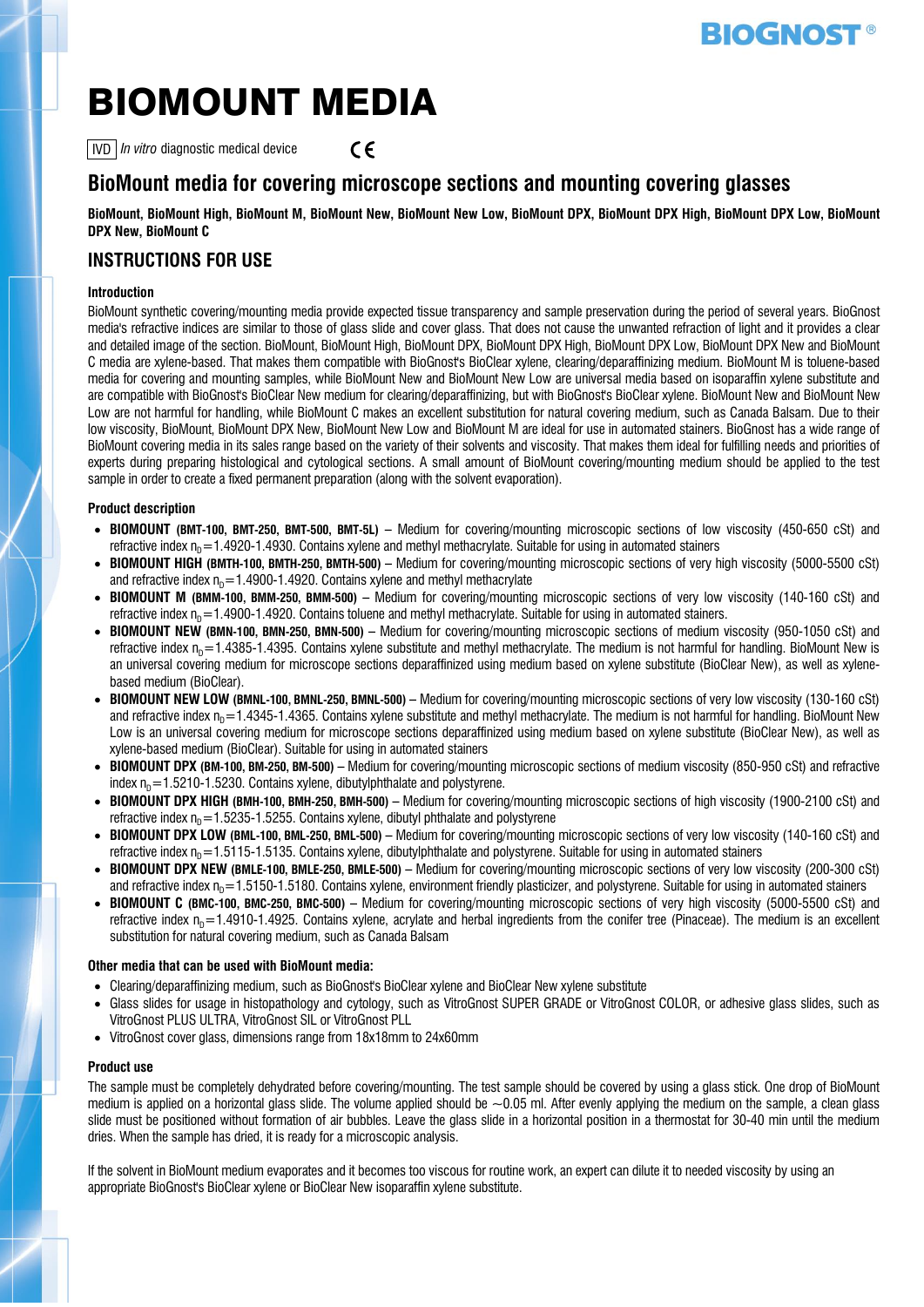BIOGNOST®

# BIOMOUNT MEDIA

IVD *In vitro* diagnostic medical device CE

## BioMount media for covering microscope sections and mounting covering glasses

**BioMount, BioMount High, BioMount M, BioMount New, BioMount New Low, BioMount DPX, BioMount DPX High, BioMount DPX Low, BioMount DPX New, BioMount C**

## INSTRUCTIONS FOR USE

### Introduction

BioMount synthetic covering/mounting media provide expected tissue transparency and sample preservation during the period of several years. BioGnost media's refractive indices are similar to those of glass slide and cover glass. That does not cause the unwanted refraction of light and it provides a clear and detailed image of the section. BioMount, BioMount High, BioMount DPX, BioMount DPX High, BioMount DPX Low, BioMount DPX New and BioMount C media are xylene-based. That makes them compatible with BioGnost's BioClear xylene, clearing/deparaffinizing medium. BioMount M is toluene-based media for covering and mounting samples, while BioMount New and BioMount New Low are universal media based on isoparaffin xylene substitute and are compatible with BioGnost's BioClear New medium for clearing/deparaffinizing, but with BioGnost's BioClear xylene. BioMount New and BioMount New Low are not harmful for handling, while BioMount C makes an excellent substitution for natural covering medium, such as Canada Balsam. Due to their low viscosity, BioMount, BioMount DPX New, BioMount New Low and BioMount M are ideal for use in automated stainers. BioGnost has a wide range of BioMount covering media in its sales range based on the variety of their solvents and viscosity. That makes them ideal for fulfilling needs and priorities of experts during preparing histological and cytological sections. A small amount of BioMount covering/mounting medium should be applied to the test sample in order to create a fixed permanent preparation (along with the solvent evaporation).

### Product description

- **BIOMOUNT (BMT-100, BMT-250, BMT-500, BMT-5L)** – Medium for covering/mounting microscopic sections of low viscosity (450-650 cSt) and refractive index $n_D$=1.4920-1.4930. Contains xylene and methyl methacrylate. Suitable for using in automated stainers
- **BIOMOUNT HIGH (BMTH-100, BMTH-250, BMTH-500)** – Medium for covering/mounting microscopic sections of very high viscosity (5000-5500 cSt) and refractive index $n_D$=1.4900-1.4920. Contains xylene and methyl methacrylate
- **BIOMOUNT M (BMM-100, BMM-250, BMM-500)** – Medium for covering/mounting microscopic sections of very low viscosity (140-160 cSt) and refractive index $n_D$=1.4900-1.4920. Contains toluene and methyl methacrylate. Suitable for using in automated stainers.
- **BIOMOUNT NEW (BMN-100, BMN-250, BMN-500)** – Medium for covering/mounting microscopic sections of medium viscosity (950-1050 cSt) and refractive index $n_D$=1.4385-1.4395. Contains xylene substitute and methyl methacrylate. The medium is not harmful for handling. BioMount New is an universal covering medium for microscope sections deparaffinized using medium based on xylene substitute (BioClear New), as well as xylene-based medium (BioClear).
- **BIOMOUNT NEW LOW (BMNL-100, BMNL-250, BMNL-500)** – Medium for covering/mounting microscopic sections of very low viscosity (130-160 cSt) and refractive index $n_D$=1.4345-1.4365. Contains xylene substitute and methyl methacrylate. The medium is not harmful for handling. BioMount New Low is an universal covering medium for microscope sections deparaffinized using medium based on xylene substitute (BioClear New), as well as xylene-based medium (BioClear). Suitable for using in automated stainers
- **BIOMOUNT DPX (BM-100, BM-250, BM-500)** – Medium for covering/mounting microscopic sections of medium viscosity (850-950 cSt) and refractive index $n_D$=1.5210-1.5230. Contains xylene, dibutylphthalate and polystyrene.
- **BIOMOUNT DPX HIGH (BMH-100, BMH-250, BMH-500)** – Medium for covering/mounting microscopic sections of high viscosity (1900-2100 cSt) and refractive index $n_D$=1.5235-1.5255. Contains xylene, dibutyl phthalate and polystyrene
- **BIOMOUNT DPX LOW (BML-100, BML-250, BML-500)** – Medium for covering/mounting microscopic sections of very low viscosity (140-160 cSt) and refractive index $n_D$=1.5115-1.5135. Contains xylene, dibutylphthalate and polystyrene. Suitable for using in automated stainers
- **BIOMOUNT DPX NEW (BMLE-100, BMLE-250, BMLE-500)** – Medium for covering/mounting microscopic sections of very low viscosity (200-300 cSt) and refractive index $n_D$=1.5150-1.5180. Contains xylene, environment friendly plasticizer, and polystyrene. Suitable for using in automated stainers
- **BIOMOUNT C (BMC-100, BMC-250, BMC-500)** – Medium for covering/mounting microscopic sections of very high viscosity (5000-5500 cSt) and refractive index $n_D$=1.4910-1.4925. Contains xylene, acrylate and herbal ingredients from the conifer tree (Pinaceae). The medium is an excellent substitution for natural covering medium, such as Canada Balsam

### Other media that can be used with BioMount media:

- Clearing/deparaffinizing medium, such as BioGnost's BioClear xylene and BioClear New xylene substitute
- Glass slides for usage in histopathology and cytology, such as VitroGnost SUPER GRADE or VitroGnost COLOR, or adhesive glass slides, such as VitroGnost PLUS ULTRA, VitroGnost SIL or VitroGnost PLL
- VitroGnost cover glass, dimensions range from 18x18mm to 24x60mm

### Product use

The sample must be completely dehydrated before covering/mounting. The test sample should be covered by using a glass stick. One drop of BioMount medium is applied on a horizontal glass slide. The volume applied should be ~0.05 ml. After evenly applying the medium on the sample, a clean glass slide must be positioned without formation of air bubbles. Leave the glass slide in a horizontal position in a thermostat for 30-40 min until the medium dries. When the sample has dried, it is ready for a microscopic analysis.

If the solvent in BioMount medium evaporates and it becomes too viscous for routine work, an expert can dilute it to needed viscosity by using an appropriate BioGnost's BioClear xylene or BioClear New isoparaffin xylene substitute.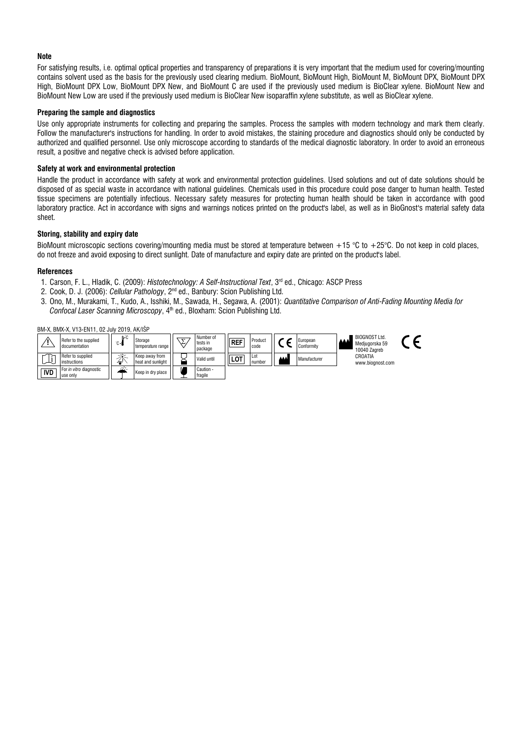### Note

For satisfying results, i.e. optimal optical properties and transparency of preparations it is very important that the medium used for covering/mounting contains solvent used as the basis for the previously used clearing medium. BioMount, BioMount High, BioMount M, BioMount DPX, BioMount DPX High, BioMount DPX Low, BioMount DPX New, and BioMount C are used if the previously used medium is BioClear xylene. BioMount New and BioMount New Low are used if the previously used medium is BioClear New isoparaffin xylene substitute, as well as BioClear xylene.

### Preparing the sample and diagnostics

Use only appropriate instruments for collecting and preparing the samples. Process the samples with modern technology and mark them clearly. Follow the manufacturer's instructions for handling. In order to avoid mistakes, the staining procedure and diagnostics should only be conducted by authorized and qualified personnel. Use only microscope according to standards of the medical diagnostic laboratory. In order to avoid an erroneous result, a positive and negative check is advised before application.

### Safety at work and environmental protection

Handle the product in accordance with safety at work and environmental protection guidelines. Used solutions and out of date solutions should be disposed of as special waste in accordance with national guidelines. Chemicals used in this procedure could pose danger to human health. Tested tissue specimens are potentially infectious. Necessary safety measures for protecting human health should be taken in accordance with good laboratory practice. Act in accordance with signs and warnings notices printed on the product's label, as well as in BioGnost's material safety data sheet.

### Storing, stability and expiry date

BioMount microscopic sections covering/mounting media must be stored at temperature between +15 °C to +25°C. Do not keep in cold places, do not freeze and avoid exposing to direct sunlight. Date of manufacture and expiry date are printed on the product's label.

### References

1. Carson, F. L., Hladik, C. (2009): *Histotechnology: A Self-Instructional Text*, 3rd ed., Chicago: ASCP Press
2. Cook, D. J. (2006): *Cellular Pathology*, 2nd ed., Banbury: Scion Publishing Ltd.
3. Ono, M., Murakami, T., Kudo, A., Isshiki, M., Sawada, H., Segawa, A. (2001): *Quantitative Comparison of Anti-Fading Mounting Media for Confocal Laser Scanning Microscopy*, 4th ed., Bloxham: Scion Publishing Ltd.

BM-X, BMX-X, V13-EN11, 02 July 2019, AK/IŠP

| | | | | | | | | | | | |
|---|---|---|---|---|---|---|---|---|---|---|---|
| ⚠ | Refer to the supplied documentation | °C | Storage temperature range | Σ | Number of tests in package | REF | Product code | CE | European Conformity | | BIOGNOST Ltd. Medjugorska 59 10040 Zagreb CROATIA www.biognost.com |
| i | Refer to supplied instructions | | Keep away from heat and sunlight | | Valid until | LOT | Lot number | | Manufacturer | | |
| IVD | For *in vitro* diagnostic use only | | Keep in dry place | | Caution - fragile | | | | | | |

CE